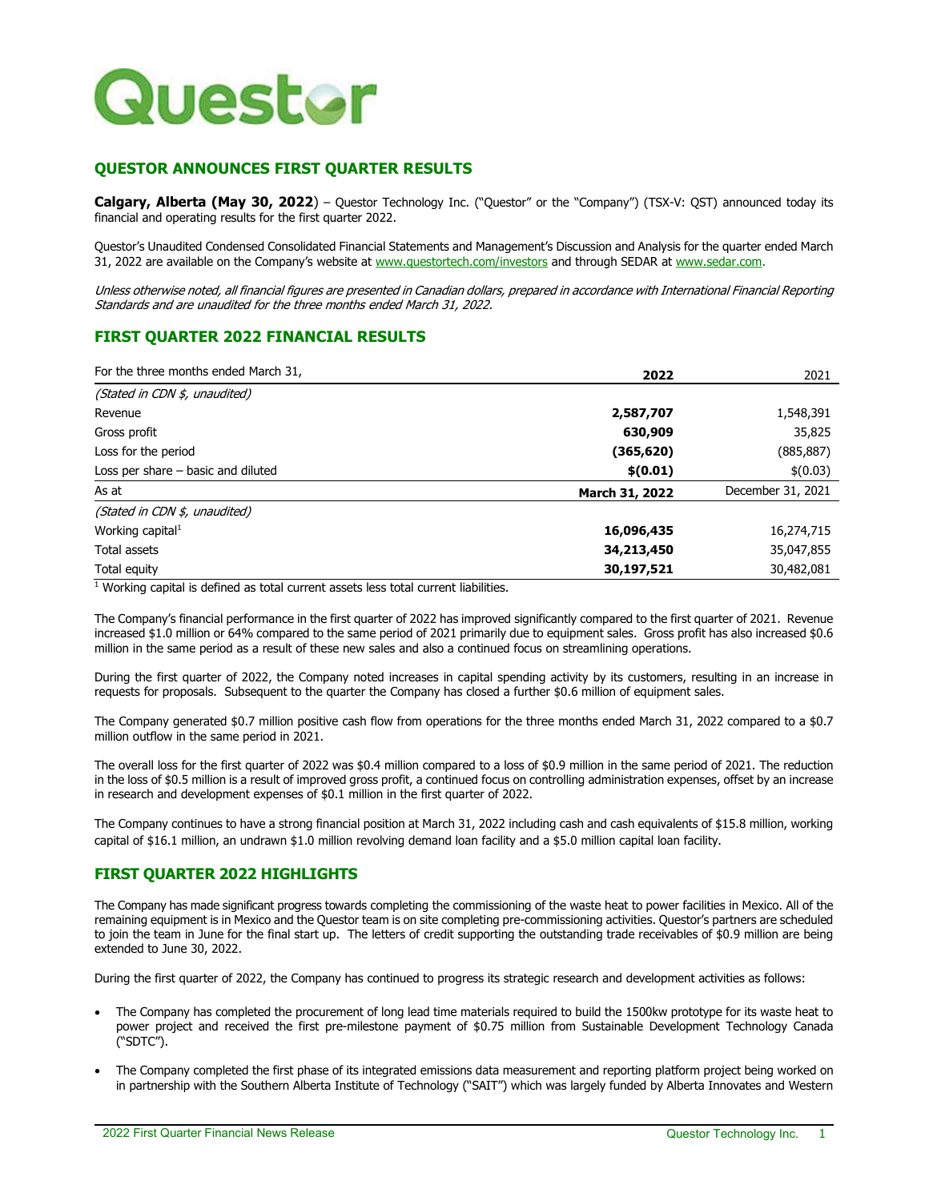# Questor

## QUESTOR ANNOUNCES FIRST QUARTER RESULTS

**Calgary, Alberta (May 30, 2022)** – Questor Technology Inc. ("Questor" or the "Company") (TSX-V: QST) announced today its financial and operating results for the first quarter 2022.

Questor's Unaudited Condensed Consolidated Financial Statements and Management's Discussion and Analysis for the quarter ended March 31, 2022 are available on the Company's website at www.questortech.com/investors and through SEDAR at www.sedar.com.

*Unless otherwise noted, all financial figures are presented in Canadian dollars, prepared in accordance with International Financial Reporting Standards and are unaudited for the three months ended March 31, 2022.*

## FIRST QUARTER 2022 FINANCIAL RESULTS

| For the three months ended March 31, | **2022** | 2021 |
|---|---|---|
| *(Stated in CDN $, unaudited)* | | |
| Revenue | **2,587,707** | 1,548,391 |
| Gross profit | **630,909** | 35,825 |
| Loss for the period | **(365,620)** | (885,887) |
| Loss per share – basic and diluted | **$(0.01)** | $(0.03) |
| As at | **March 31, 2022** | December 31, 2021 |
| *(Stated in CDN $, unaudited)* | | |
| Working capital[1] | **16,096,435** | 16,274,715 |
| Total assets | **34,213,450** | 35,047,855 |
| Total equity | **30,197,521** | 30,482,081 |

[1] Working capital is defined as total current assets less total current liabilities.

The Company's financial performance in the first quarter of 2022 has improved significantly compared to the first quarter of 2021. Revenue increased $1.0 million or 64% compared to the same period of 2021 primarily due to equipment sales. Gross profit has also increased $0.6 million in the same period as a result of these new sales and also a continued focus on streamlining operations.

During the first quarter of 2022, the Company noted increases in capital spending activity by its customers, resulting in an increase in requests for proposals. Subsequent to the quarter the Company has closed a further $0.6 million of equipment sales.

The Company generated $0.7 million positive cash flow from operations for the three months ended March 31, 2022 compared to a $0.7 million outflow in the same period in 2021.

The overall loss for the first quarter of 2022 was $0.4 million compared to a loss of $0.9 million in the same period of 2021. The reduction in the loss of $0.5 million is a result of improved gross profit, a continued focus on controlling administration expenses, offset by an increase in research and development expenses of $0.1 million in the first quarter of 2022.

The Company continues to have a strong financial position at March 31, 2022 including cash and cash equivalents of $15.8 million, working capital of $16.1 million, an undrawn $1.0 million revolving demand loan facility and a $5.0 million capital loan facility.

## FIRST QUARTER 2022 HIGHLIGHTS

The Company has made significant progress towards completing the commissioning of the waste heat to power facilities in Mexico. All of the remaining equipment is in Mexico and the Questor team is on site completing pre-commissioning activities. Questor's partners are scheduled to join the team in June for the final start up. The letters of credit supporting the outstanding trade receivables of $0.9 million are being extended to June 30, 2022.

During the first quarter of 2022, the Company has continued to progress its strategic research and development activities as follows:

- The Company has completed the procurement of long lead time materials required to build the 1500kw prototype for its waste heat to power project and received the first pre-milestone payment of $0.75 million from Sustainable Development Technology Canada ("SDTC").
- The Company completed the first phase of its integrated emissions data measurement and reporting platform project being worked on in partnership with the Southern Alberta Institute of Technology ("SAIT") which was largely funded by Alberta Innovates and Western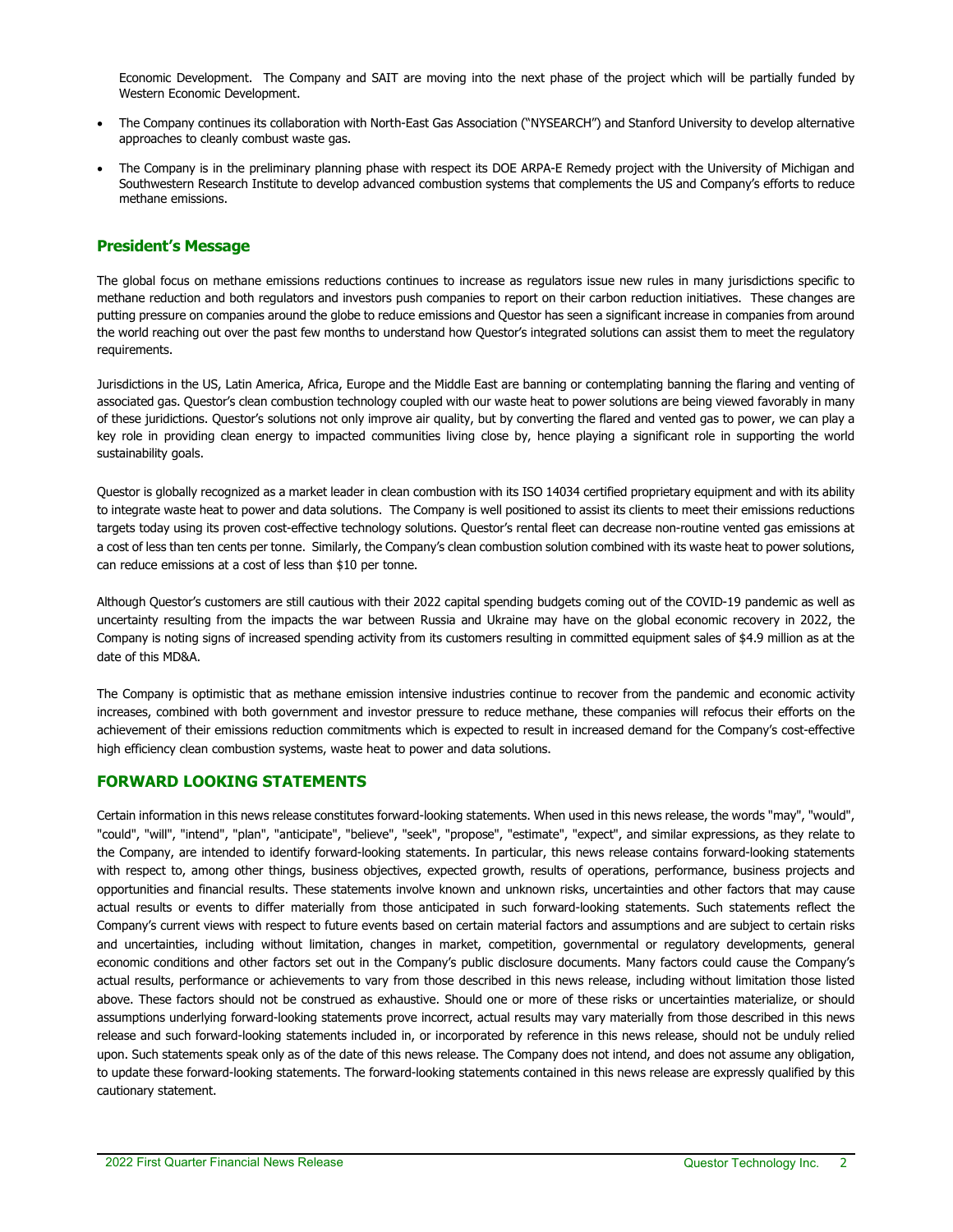Economic Development. The Company and SAIT are moving into the next phase of the project which will be partially funded by Western Economic Development.

- The Company continues its collaboration with North-East Gas Association ("NYSEARCH") and Stanford University to develop alternative approaches to cleanly combust waste gas.
- The Company is in the preliminary planning phase with respect its DOE ARPA-E Remedy project with the University of Michigan and Southwestern Research Institute to develop advanced combustion systems that complements the US and Company's efforts to reduce methane emissions.

## President's Message

The global focus on methane emissions reductions continues to increase as regulators issue new rules in many jurisdictions specific to methane reduction and both regulators and investors push companies to report on their carbon reduction initiatives. These changes are putting pressure on companies around the globe to reduce emissions and Questor has seen a significant increase in companies from around the world reaching out over the past few months to understand how Questor's integrated solutions can assist them to meet the regulatory requirements.

Jurisdictions in the US, Latin America, Africa, Europe and the Middle East are banning or contemplating banning the flaring and venting of associated gas. Questor's clean combustion technology coupled with our waste heat to power solutions are being viewed favorably in many of these juridictions. Questor's solutions not only improve air quality, but by converting the flared and vented gas to power, we can play a key role in providing clean energy to impacted communities living close by, hence playing a significant role in supporting the world sustainability goals.

Questor is globally recognized as a market leader in clean combustion with its ISO 14034 certified proprietary equipment and with its ability to integrate waste heat to power and data solutions. The Company is well positioned to assist its clients to meet their emissions reductions targets today using its proven cost-effective technology solutions. Questor's rental fleet can decrease non-routine vented gas emissions at a cost of less than ten cents per tonne. Similarly, the Company's clean combustion solution combined with its waste heat to power solutions, can reduce emissions at a cost of less than $10 per tonne.

Although Questor's customers are still cautious with their 2022 capital spending budgets coming out of the COVID-19 pandemic as well as uncertainty resulting from the impacts the war between Russia and Ukraine may have on the global economic recovery in 2022, the Company is noting signs of increased spending activity from its customers resulting in committed equipment sales of $4.9 million as at the date of this MD&A.

The Company is optimistic that as methane emission intensive industries continue to recover from the pandemic and economic activity increases, combined with both government and investor pressure to reduce methane, these companies will refocus their efforts on the achievement of their emissions reduction commitments which is expected to result in increased demand for the Company's cost-effective high efficiency clean combustion systems, waste heat to power and data solutions.

## FORWARD LOOKING STATEMENTS

Certain information in this news release constitutes forward-looking statements. When used in this news release, the words "may", "would", "could", "will", "intend", "plan", "anticipate", "believe", "seek", "propose", "estimate", "expect", and similar expressions, as they relate to the Company, are intended to identify forward-looking statements. In particular, this news release contains forward-looking statements with respect to, among other things, business objectives, expected growth, results of operations, performance, business projects and opportunities and financial results. These statements involve known and unknown risks, uncertainties and other factors that may cause actual results or events to differ materially from those anticipated in such forward-looking statements. Such statements reflect the Company's current views with respect to future events based on certain material factors and assumptions and are subject to certain risks and uncertainties, including without limitation, changes in market, competition, governmental or regulatory developments, general economic conditions and other factors set out in the Company's public disclosure documents. Many factors could cause the Company's actual results, performance or achievements to vary from those described in this news release, including without limitation those listed above. These factors should not be construed as exhaustive. Should one or more of these risks or uncertainties materialize, or should assumptions underlying forward-looking statements prove incorrect, actual results may vary materially from those described in this news release and such forward-looking statements included in, or incorporated by reference in this news release, should not be unduly relied upon. Such statements speak only as of the date of this news release. The Company does not intend, and does not assume any obligation, to update these forward-looking statements. The forward-looking statements contained in this news release are expressly qualified by this cautionary statement.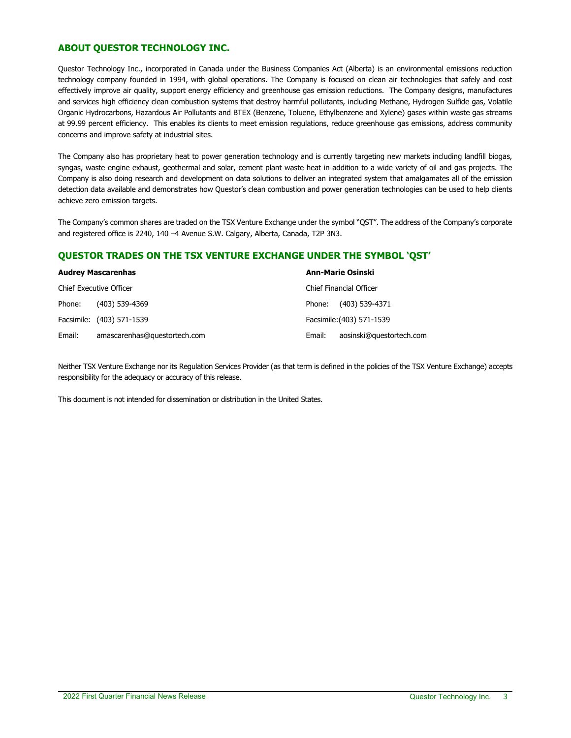## ABOUT QUESTOR TECHNOLOGY INC.

Questor Technology Inc., incorporated in Canada under the Business Companies Act (Alberta) is an environmental emissions reduction technology company founded in 1994, with global operations. The Company is focused on clean air technologies that safely and cost effectively improve air quality, support energy efficiency and greenhouse gas emission reductions. The Company designs, manufactures and services high efficiency clean combustion systems that destroy harmful pollutants, including Methane, Hydrogen Sulfide gas, Volatile Organic Hydrocarbons, Hazardous Air Pollutants and BTEX (Benzene, Toluene, Ethylbenzene and Xylene) gases within waste gas streams at 99.99 percent efficiency. This enables its clients to meet emission regulations, reduce greenhouse gas emissions, address community concerns and improve safety at industrial sites.

The Company also has proprietary heat to power generation technology and is currently targeting new markets including landfill biogas, syngas, waste engine exhaust, geothermal and solar, cement plant waste heat in addition to a wide variety of oil and gas projects. The Company is also doing research and development on data solutions to deliver an integrated system that amalgamates all of the emission detection data available and demonstrates how Questor's clean combustion and power generation technologies can be used to help clients achieve zero emission targets.

The Company's common shares are traded on the TSX Venture Exchange under the symbol "QST". The address of the Company's corporate and registered office is 2240, 140 –4 Avenue S.W. Calgary, Alberta, Canada, T2P 3N3.

## QUESTOR TRADES ON THE TSX VENTURE EXCHANGE UNDER THE SYMBOL 'QST'

**Audrey Mascarenhas**
Chief Executive Officer
Phone: (403) 539-4369
Facsimile: (403) 571-1539
Email: amascarenhas@questortech.com

**Ann-Marie Osinski**
Chief Financial Officer
Phone: (403) 539-4371
Facsimile: (403) 571-1539
Email: aosinski@questortech.com

Neither TSX Venture Exchange nor its Regulation Services Provider (as that term is defined in the policies of the TSX Venture Exchange) accepts responsibility for the adequacy or accuracy of this release.

This document is not intended for dissemination or distribution in the United States.